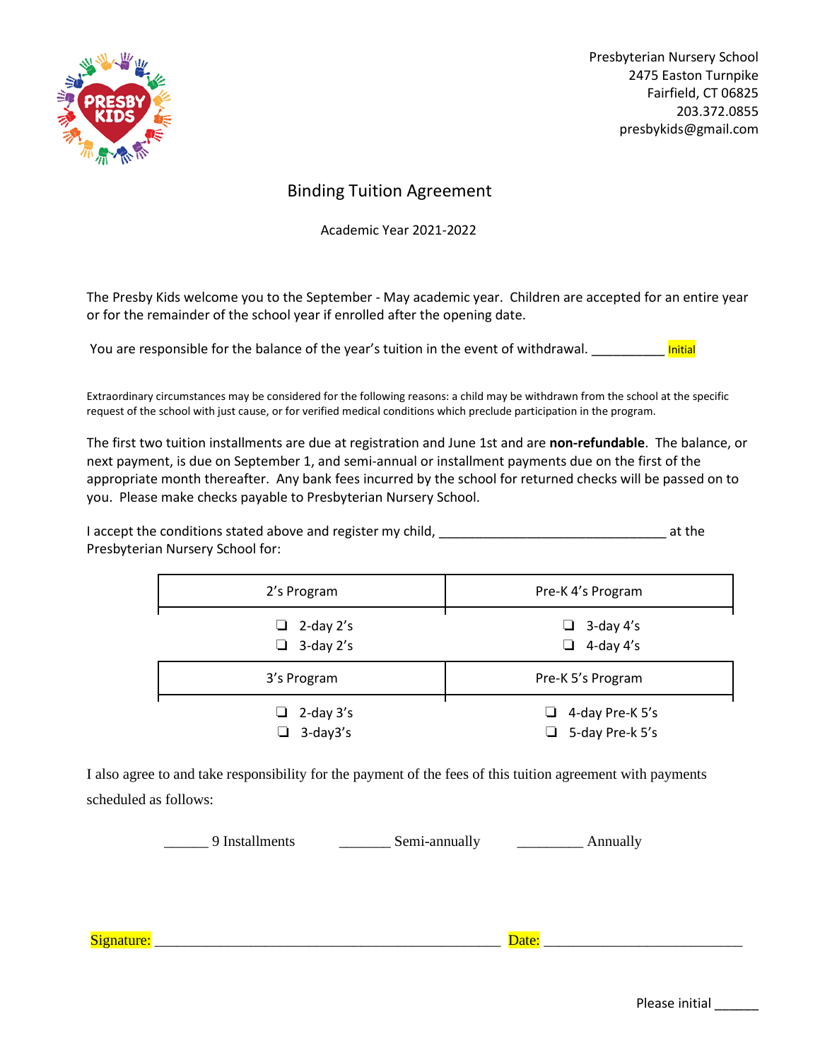Presbyterian Nursery School
2475 Easton Turnpike
Fairfield, CT 06825
203.372.0855
presbykids@gmail.com

# Binding Tuition Agreement

Academic Year 2021-2022

The Presby Kids welcome you to the September - May academic year. Children are accepted for an entire year or for the remainder of the school year if enrolled after the opening date.

You are responsible for the balance of the year's tuition in the event of withdrawal. __________ Initial

Extraordinary circumstances may be considered for the following reasons: a child may be withdrawn from the school at the specific request of the school with just cause, or for verified medical conditions which preclude participation in the program.

The first two tuition installments are due at registration and June 1st and are **non-refundable**. The balance, or next payment, is due on September 1, and semi-annual or installment payments due on the first of the appropriate month thereafter. Any bank fees incurred by the school for returned checks will be passed on to you. Please make checks payable to Presbyterian Nursery School.

I accept the conditions stated above and register my child, ______________________________ at the Presbyterian Nursery School for:

| 2's Program | Pre-K 4's Program |
|---|---|
| ❑ 2-day 2's<br>❑ 3-day 2's | ❑ 3-day 4's<br>❑ 4-day 4's |
| **3's Program** | **Pre-K 5's Program** |
| ❑ 2-day 3's<br>❑ 3-day3's | ❑ 4-day Pre-K 5's<br>❑ 5-day Pre-k 5's |

I also agree to and take responsibility for the payment of the fees of this tuition agreement with payments scheduled as follows:

______ 9 Installments    _______ Semi-annually    _________ Annually

Signature: _______________________________________________ Date: ___________________________

Please initial ______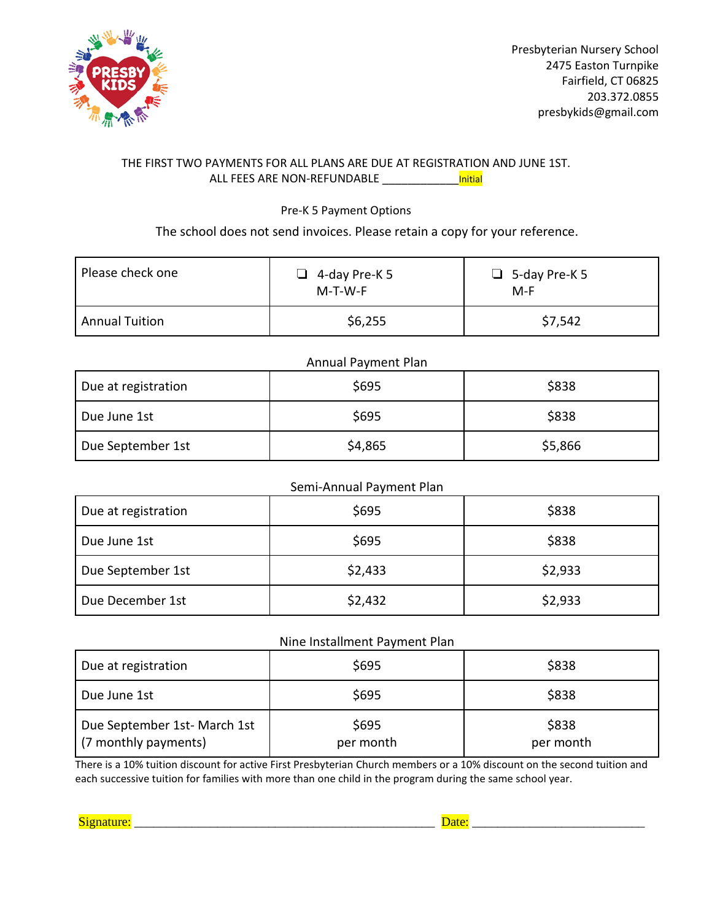Presbyterian Nursery School
2475 Easton Turnpike
Fairfield, CT 06825
203.372.0855
presbykids@gmail.com

THE FIRST TWO PAYMENTS FOR ALL PLANS ARE DUE AT REGISTRATION AND JUNE 1ST.
ALL FEES ARE NON-REFUNDABLE ____________Initial

Pre-K 5 Payment Options

The school does not send invoices. Please retain a copy for your reference.

| Please check one | ❑ 4-day Pre-K 5 M-T-W-F | ❑ 5-day Pre-K 5 M-F |
|---|---|---|
| Annual Tuition | $6,255 | $7,542 |

Annual Payment Plan

| | | |
|---|---|---|
| Due at registration | $695 | $838 |
| Due June 1st | $695 | $838 |
| Due September 1st | $4,865 | $5,866 |

Semi-Annual Payment Plan

| | | |
|---|---|---|
| Due at registration | $695 | $838 |
| Due June 1st | $695 | $838 |
| Due September 1st | $2,433 | $2,933 |
| Due December 1st | $2,432 | $2,933 |

Nine Installment Payment Plan

| | | |
|---|---|---|
| Due at registration | $695 | $838 |
| Due June 1st | $695 | $838 |
| Due September 1st- March 1st (7 monthly payments) | $695 per month | $838 per month |

There is a 10% tuition discount for active First Presbyterian Church members or a 10% discount on the second tuition and each successive tuition for families with more than one child in the program during the same school year.

Signature: ______________________________________________ Date: __________________________